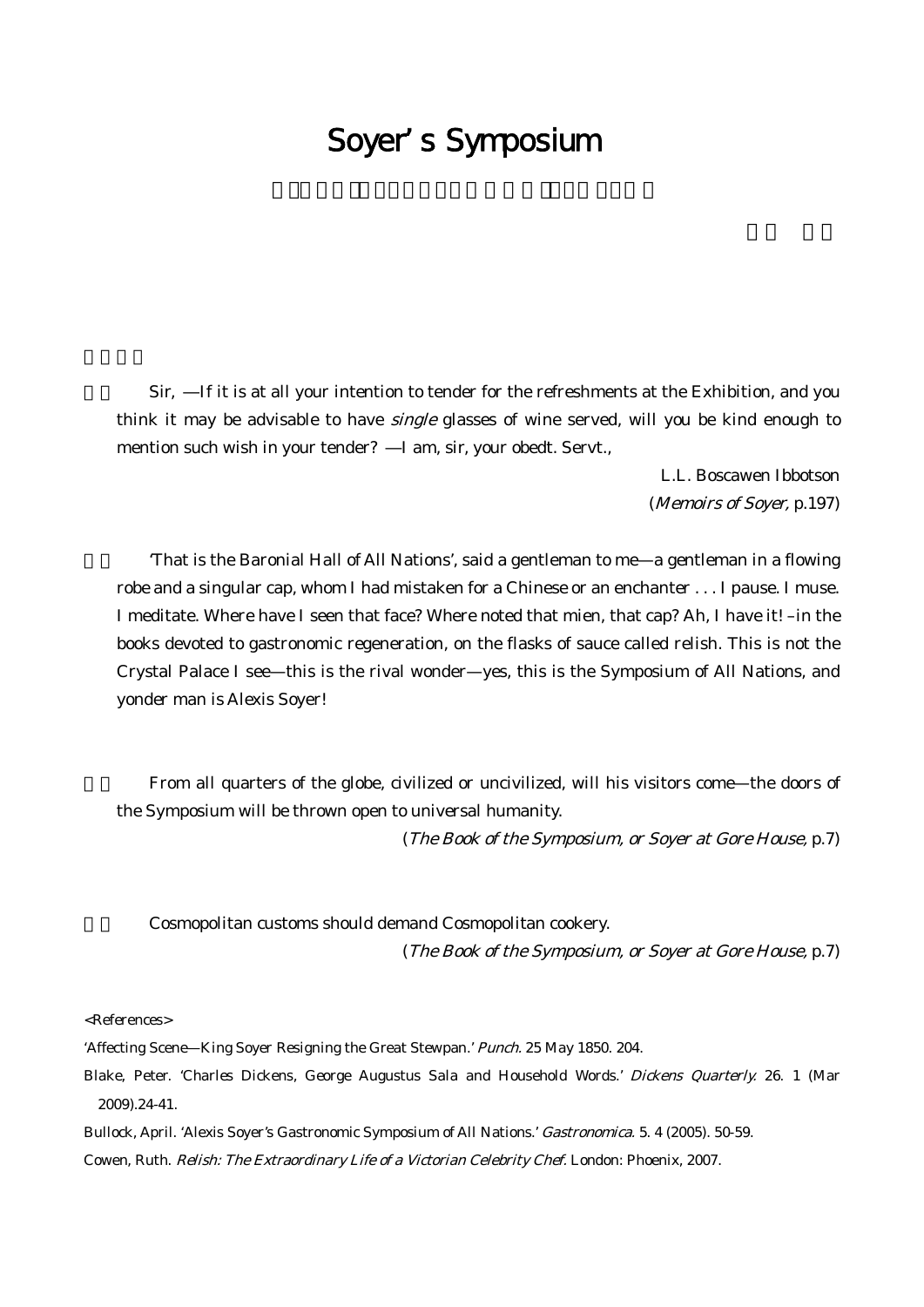# Soyer's Symposium

Sir, —If it is at all your intention to tender for the refreshments at the Exhibition, and you think it may be advisable to have *single* glasses of wine served, will you be kind enough to mention such wish in your tender? —I am, sir, your obedt. Servt.,

L.L. Boscawen Ibbotson
(*Memoirs of Soyer,* p.197)

'That is the Baronial Hall of All Nations', said a gentleman to me—a gentleman in a flowing robe and a singular cap, whom I had mistaken for a Chinese or an enchanter . . . I pause. I muse. I meditate. Where have I seen that face? Where noted that mien, that cap? Ah, I have it! –in the books devoted to gastronomic regeneration, on the flasks of sauce called relish. This is not the Crystal Palace I see—this is the rival wonder—yes, this is the Symposium of All Nations, and yonder man is Alexis Soyer!

From all quarters of the globe, civilized or uncivilized, will his visitors come—the doors of the Symposium will be thrown open to universal humanity.

(*The Book of the Symposium, or Soyer at Gore House*, p.7)

Cosmopolitan customs should demand Cosmopolitan cookery.

(*The Book of the Symposium, or Soyer at Gore House*, p.7)

<References>

'Affecting Scene—King Soyer Resigning the Great Stewpan.' *Punch*. 25 May 1850. 204.

Blake, Peter. 'Charles Dickens, George Augustus Sala and Household Words.' *Dickens Quarterly*. 26. 1 (Mar 2009).24-41.

Bullock, April. 'Alexis Soyer's Gastronomic Symposium of All Nations.' *Gastronomica*. 5. 4 (2005). 50-59.

Cowen, Ruth. *Relish: The Extraordinary Life of a Victorian Celebrity Chef*. London: Phoenix, 2007.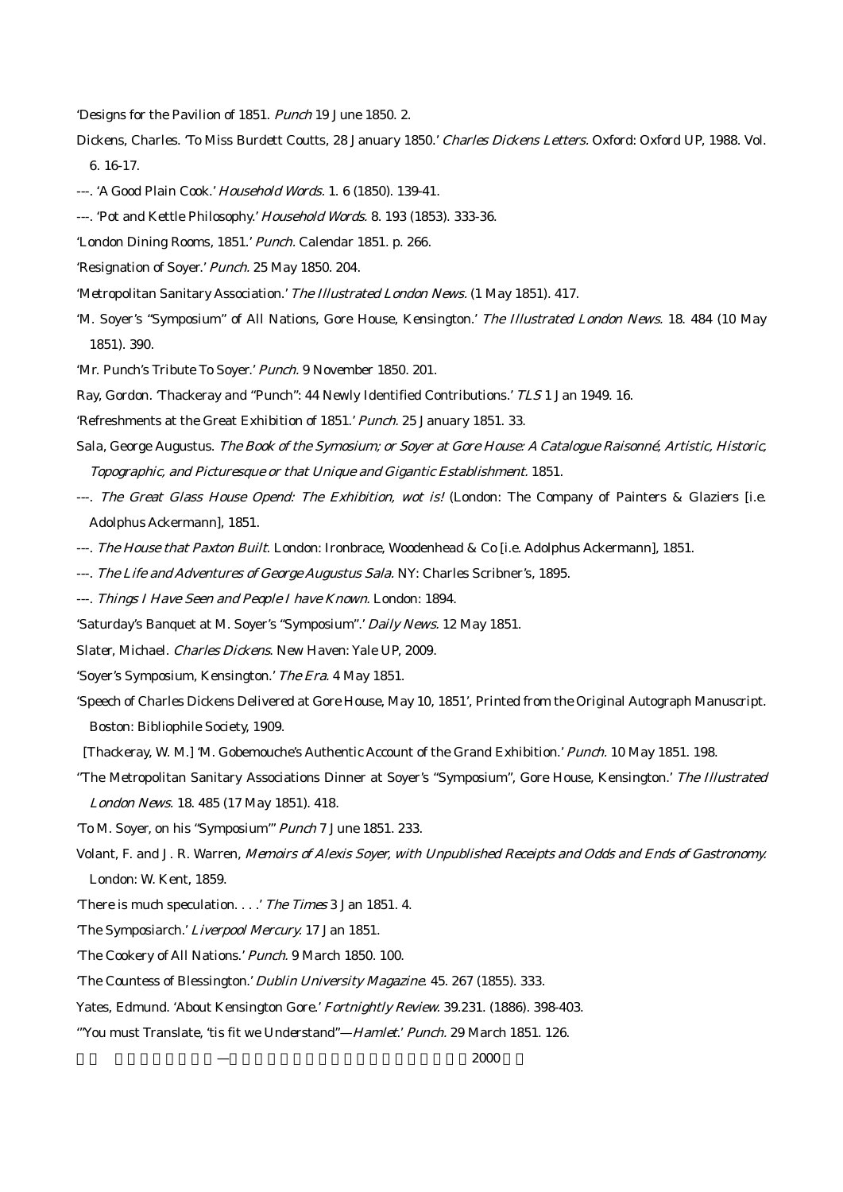'Designs for the Pavilion of 1851. *Punch* 19 June 1850. 2.

Dickens, Charles. 'To Miss Burdett Coutts, 28 January 1850.' *Charles Dickens Letters.* Oxford: Oxford UP, 1988. Vol. 6. 16-17.

---. 'A Good Plain Cook.' *Household Words.* 1. 6 (1850). 139-41.

---. 'Pot and Kettle Philosophy.' *Household Words.* 8. 193 (1853). 333-36.

'London Dining Rooms, 1851.' *Punch.* Calendar 1851. p. 266.

'Resignation of Soyer.' *Punch.* 25 May 1850. 204.

'Metropolitan Sanitary Association.' *The Illustrated London News.* (1 May 1851). 417.

'M. Soyer's "Symposium" of All Nations, Gore House, Kensington.' *The Illustrated London News.* 18. 484 (10 May 1851). 390.

'Mr. Punch's Tribute To Soyer.' *Punch.* 9 November 1850. 201.

Ray, Gordon. 'Thackeray and "Punch": 44 Newly Identified Contributions.' *TLS* 1 Jan 1949. 16.

'Refreshments at the Great Exhibition of 1851.' *Punch.* 25 January 1851. 33.

Sala, George Augustus. *The Book of the Symosium; or Soyer at Gore House: A Catalogue Raisonné, Artistic, Historic, Topographic, and Picturesque or that Unique and Gigantic Establishment.* 1851.

---. *The Great Glass House Opend: The Exhibition, wot is!* (London: The Company of Painters & Glaziers [i.e. Adolphus Ackermann], 1851.

---. *The House that Paxton Built*. London: Ironbrace, Woodenhead & Co [i.e. Adolphus Ackermann], 1851.

---. *The Life and Adventures of George Augustus Sala.* NY: Charles Scribner's, 1895.

---. *Things I Have Seen and People I have Known.* London: 1894.

'Saturday's Banquet at M. Soyer's "Symposium".' *Daily News.* 12 May 1851.

Slater, Michael. *Charles Dickens*. New Haven: Yale UP, 2009.

'Soyer's Symposium, Kensington.' *The Era.* 4 May 1851.

'Speech of Charles Dickens Delivered at Gore House, May 10, 1851', Printed from the Original Autograph Manuscript. Boston: Bibliophile Society, 1909.

[Thackeray, W. M.] 'M. Gobemouche's Authentic Account of the Grand Exhibition.' *Punch.* 10 May 1851. 198.

''The Metropolitan Sanitary Associations Dinner at Soyer's "Symposium", Gore House, Kensington.' *The Illustrated London News.* 18. 485 (17 May 1851). 418.

'To M. Soyer, on his "Symposium"' *Punch* 7 June 1851. 233.

Volant, F. and J. R. Warren, *Memoirs of Alexis Soyer, with Unpublished Receipts and Odds and Ends of Gastronomy.* London: W. Kent, 1859.

'There is much speculation. . . .' *The Times* 3 Jan 1851. 4.

'The Symposiarch.' *Liverpool Mercury.* 17 Jan 1851.

'The Cookery of All Nations.' *Punch.* 9 March 1850. 100.

'The Countess of Blessington.' *Dublin University Magazine.* 45. 267 (1855). 333.

Yates, Edmund. 'About Kensington Gore.' *Fortnightly Review.* 39.231. (1886). 398-403.

'"You must Translate, 'tis fit we Understand"—*Hamlet*.' *Punch.* 29 March 1851. 126.